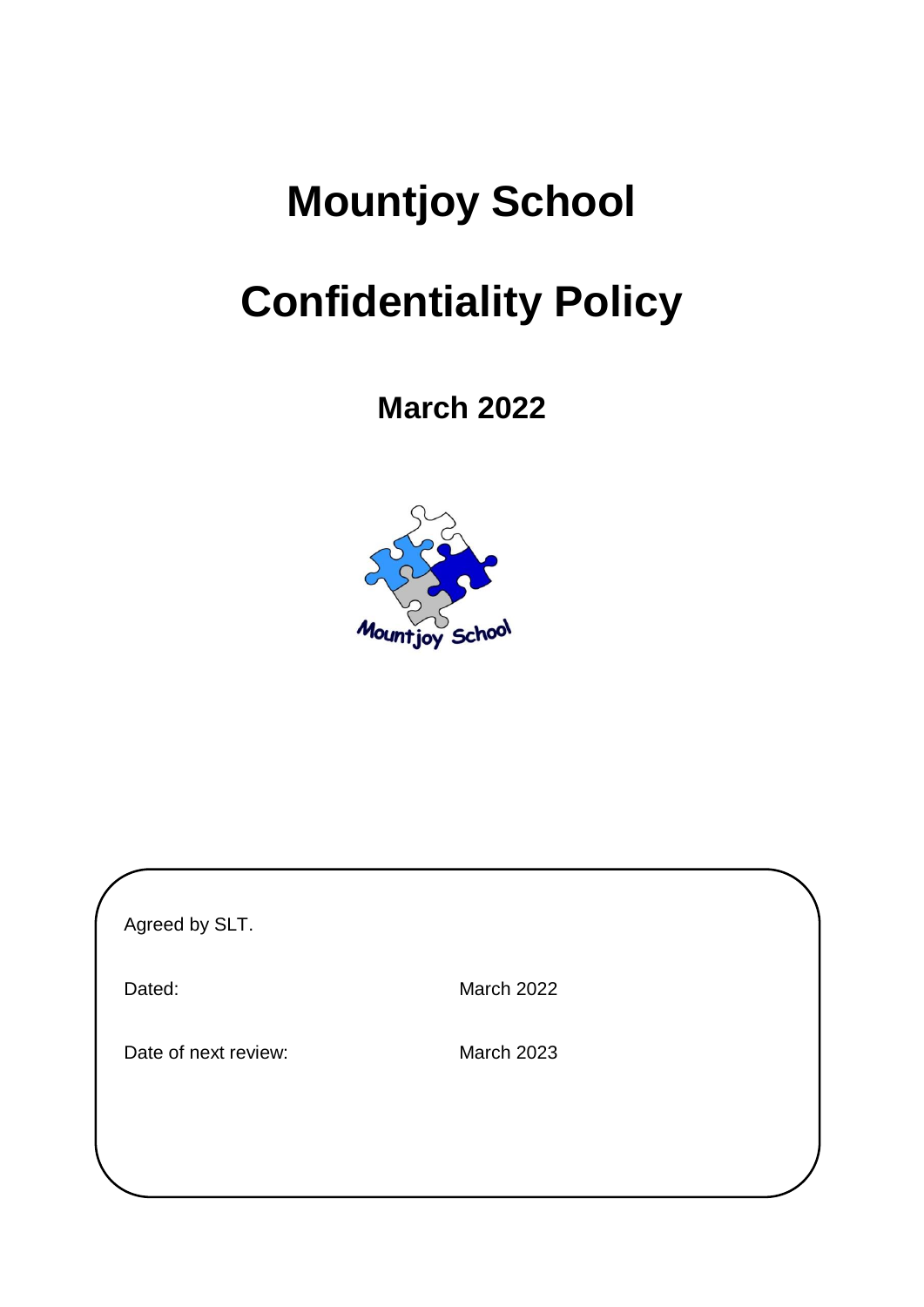# Mountjoy School

# Confidentiality Policy

## March 2022

Agreed by SLT.

| | |
|---|---|
| Dated: | March 2022 |
| Date of next review: | March 2023 |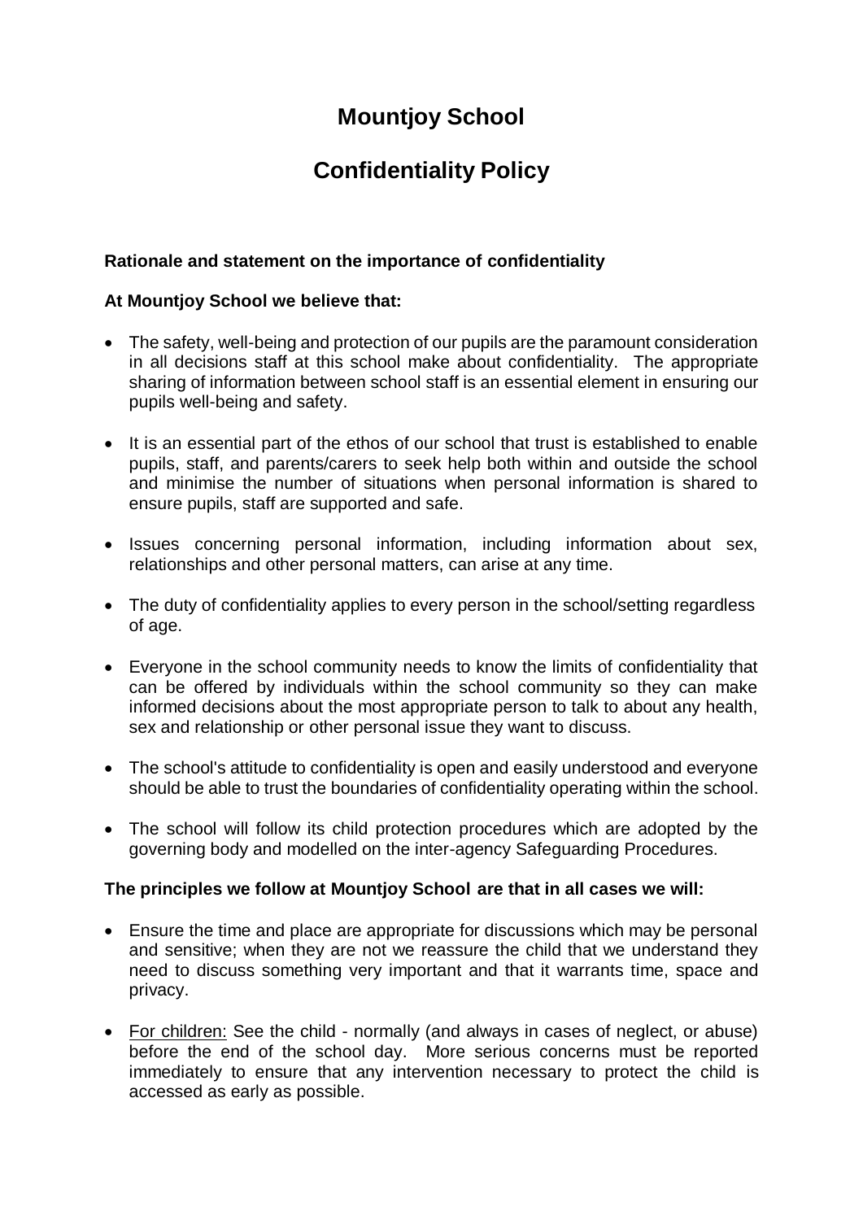# Mountjoy School

# Confidentiality Policy

**Rationale and statement on the importance of confidentiality**

**At Mountjoy School we believe that:**

- The safety, well-being and protection of our pupils are the paramount consideration in all decisions staff at this school make about confidentiality. The appropriate sharing of information between school staff is an essential element in ensuring our pupils well-being and safety.
- It is an essential part of the ethos of our school that trust is established to enable pupils, staff, and parents/carers to seek help both within and outside the school and minimise the number of situations when personal information is shared to ensure pupils, staff are supported and safe.
- Issues concerning personal information, including information about sex, relationships and other personal matters, can arise at any time.
- The duty of confidentiality applies to every person in the school/setting regardless of age.
- Everyone in the school community needs to know the limits of confidentiality that can be offered by individuals within the school community so they can make informed decisions about the most appropriate person to talk to about any health, sex and relationship or other personal issue they want to discuss.
- The school's attitude to confidentiality is open and easily understood and everyone should be able to trust the boundaries of confidentiality operating within the school.
- The school will follow its child protection procedures which are adopted by the governing body and modelled on the inter-agency Safeguarding Procedures.

**The principles we follow at Mountjoy School are that in all cases we will:**

- Ensure the time and place are appropriate for discussions which may be personal and sensitive; when they are not we reassure the child that we understand they need to discuss something very important and that it warrants time, space and privacy.
- For children: See the child - normally (and always in cases of neglect, or abuse) before the end of the school day. More serious concerns must be reported immediately to ensure that any intervention necessary to protect the child is accessed as early as possible.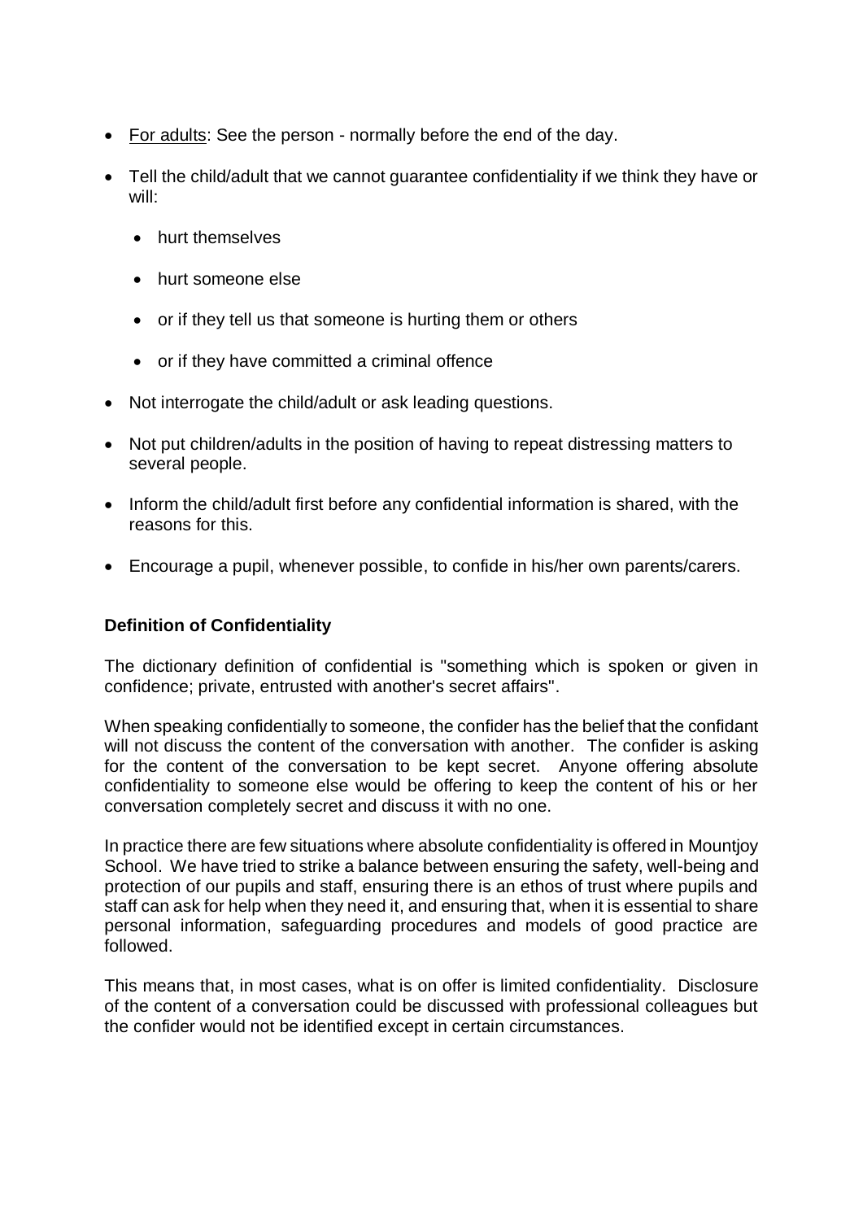- For adults: See the person - normally before the end of the day.
- Tell the child/adult that we cannot guarantee confidentiality if we think they have or will:
    - hurt themselves
    - hurt someone else
    - or if they tell us that someone is hurting them or others
    - or if they have committed a criminal offence
- Not interrogate the child/adult or ask leading questions.
- Not put children/adults in the position of having to repeat distressing matters to several people.
- Inform the child/adult first before any confidential information is shared, with the reasons for this.
- Encourage a pupil, whenever possible, to confide in his/her own parents/carers.

**Definition of Confidentiality**

The dictionary definition of confidential is "something which is spoken or given in confidence; private, entrusted with another's secret affairs".

When speaking confidentially to someone, the confider has the belief that the confidant will not discuss the content of the conversation with another. The confider is asking for the content of the conversation to be kept secret. Anyone offering absolute confidentiality to someone else would be offering to keep the content of his or her conversation completely secret and discuss it with no one.

In practice there are few situations where absolute confidentiality is offered in Mountjoy School. We have tried to strike a balance between ensuring the safety, well-being and protection of our pupils and staff, ensuring there is an ethos of trust where pupils and staff can ask for help when they need it, and ensuring that, when it is essential to share personal information, safeguarding procedures and models of good practice are followed.

This means that, in most cases, what is on offer is limited confidentiality. Disclosure of the content of a conversation could be discussed with professional colleagues but the confider would not be identified except in certain circumstances.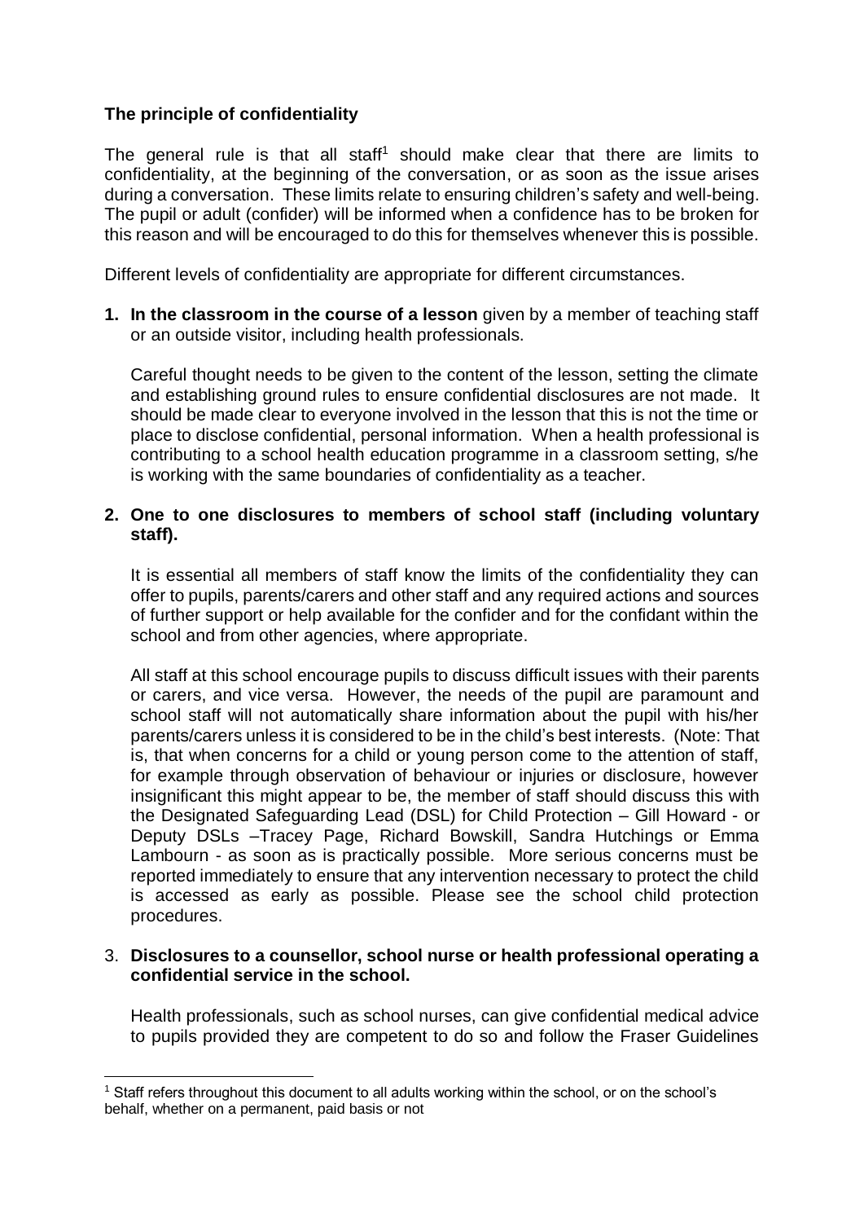**The principle of confidentiality**

The general rule is that all staff[1] should make clear that there are limits to confidentiality, at the beginning of the conversation, or as soon as the issue arises during a conversation. These limits relate to ensuring children's safety and well-being. The pupil or adult (confider) will be informed when a confidence has to be broken for this reason and will be encouraged to do this for themselves whenever this is possible.

Different levels of confidentiality are appropriate for different circumstances.

1. **In the classroom in the course of a lesson** given by a member of teaching staff or an outside visitor, including health professionals.

   Careful thought needs to be given to the content of the lesson, setting the climate and establishing ground rules to ensure confidential disclosures are not made. It should be made clear to everyone involved in the lesson that this is not the time or place to disclose confidential, personal information. When a health professional is contributing to a school health education programme in a classroom setting, s/he is working with the same boundaries of confidentiality as a teacher.

2. **One to one disclosures to members of school staff (including voluntary staff).**

   It is essential all members of staff know the limits of the confidentiality they can offer to pupils, parents/carers and other staff and any required actions and sources of further support or help available for the confider and for the confidant within the school and from other agencies, where appropriate.

   All staff at this school encourage pupils to discuss difficult issues with their parents or carers, and vice versa. However, the needs of the pupil are paramount and school staff will not automatically share information about the pupil with his/her parents/carers unless it is considered to be in the child's best interests. (Note: That is, that when concerns for a child or young person come to the attention of staff, for example through observation of behaviour or injuries or disclosure, however insignificant this might appear to be, the member of staff should discuss this with the Designated Safeguarding Lead (DSL) for Child Protection – Gill Howard - or Deputy DSLs –Tracey Page, Richard Bowskill, Sandra Hutchings or Emma Lambourn - as soon as is practically possible. More serious concerns must be reported immediately to ensure that any intervention necessary to protect the child is accessed as early as possible. Please see the school child protection procedures.

3. **Disclosures to a counsellor, school nurse or health professional operating a confidential service in the school.**

   Health professionals, such as school nurses, can give confidential medical advice to pupils provided they are competent to do so and follow the Fraser Guidelines

---

[1] Staff refers throughout this document to all[1] adults working within the school, or on the school's behalf, whether on a permanent, paid basis or not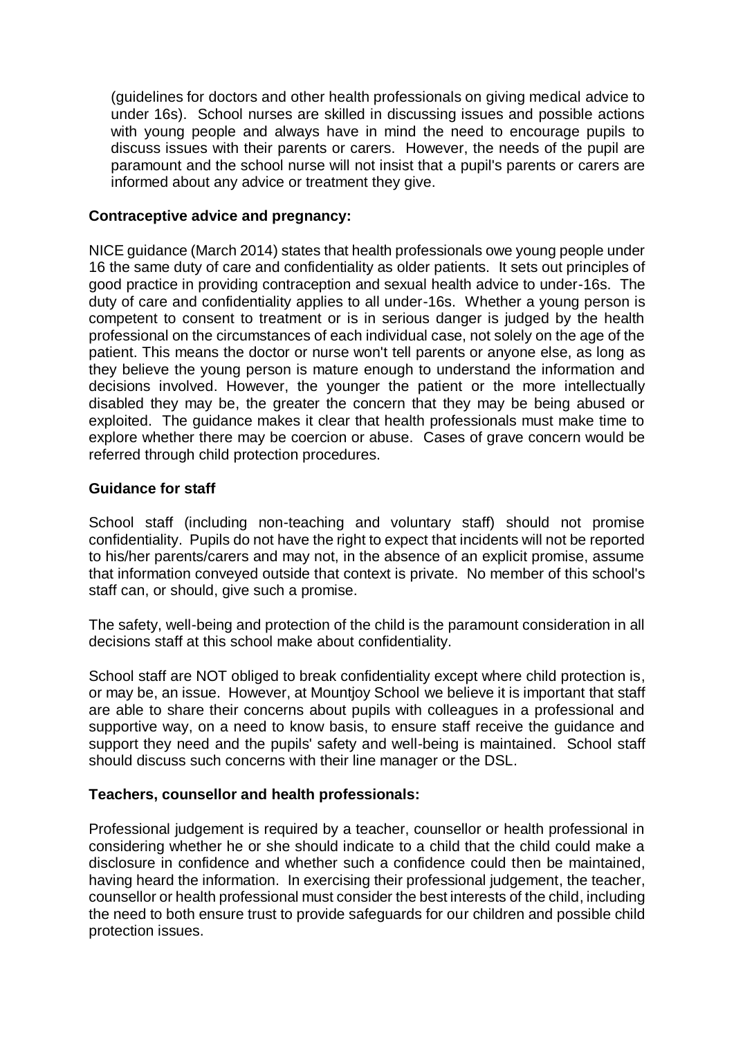(guidelines for doctors and other health professionals on giving medical advice to under 16s). School nurses are skilled in discussing issues and possible actions with young people and always have in mind the need to encourage pupils to discuss issues with their parents or carers. However, the needs of the pupil are paramount and the school nurse will not insist that a pupil's parents or carers are informed about any advice or treatment they give.

**Contraceptive advice and pregnancy:**

NICE guidance (March 2014) states that health professionals owe young people under 16 the same duty of care and confidentiality as older patients. It sets out principles of good practice in providing contraception and sexual health advice to under-16s. The duty of care and confidentiality applies to all under-16s. Whether a young person is competent to consent to treatment or is in serious danger is judged by the health professional on the circumstances of each individual case, not solely on the age of the patient. This means the doctor or nurse won't tell parents or anyone else, as long as they believe the young person is mature enough to understand the information and decisions involved. However, the younger the patient or the more intellectually disabled they may be, the greater the concern that they may be being abused or exploited. The guidance makes it clear that health professionals must make time to explore whether there may be coercion or abuse. Cases of grave concern would be referred through child protection procedures.

**Guidance for staff**

School staff (including non-teaching and voluntary staff) should not promise confidentiality. Pupils do not have the right to expect that incidents will not be reported to his/her parents/carers and may not, in the absence of an explicit promise, assume that information conveyed outside that context is private. No member of this school's staff can, or should, give such a promise.

The safety, well-being and protection of the child is the paramount consideration in all decisions staff at this school make about confidentiality.

School staff are NOT obliged to break confidentiality except where child protection is, or may be, an issue. However, at Mountjoy School we believe it is important that staff are able to share their concerns about pupils with colleagues in a professional and supportive way, on a need to know basis, to ensure staff receive the guidance and support they need and the pupils' safety and well-being is maintained. School staff should discuss such concerns with their line manager or the DSL.

**Teachers, counsellor and health professionals:**

Professional judgement is required by a teacher, counsellor or health professional in considering whether he or she should indicate to a child that the child could make a disclosure in confidence and whether such a confidence could then be maintained, having heard the information. In exercising their professional judgement, the teacher, counsellor or health professional must consider the best interests of the child, including the need to both ensure trust to provide safeguards for our children and possible child protection issues.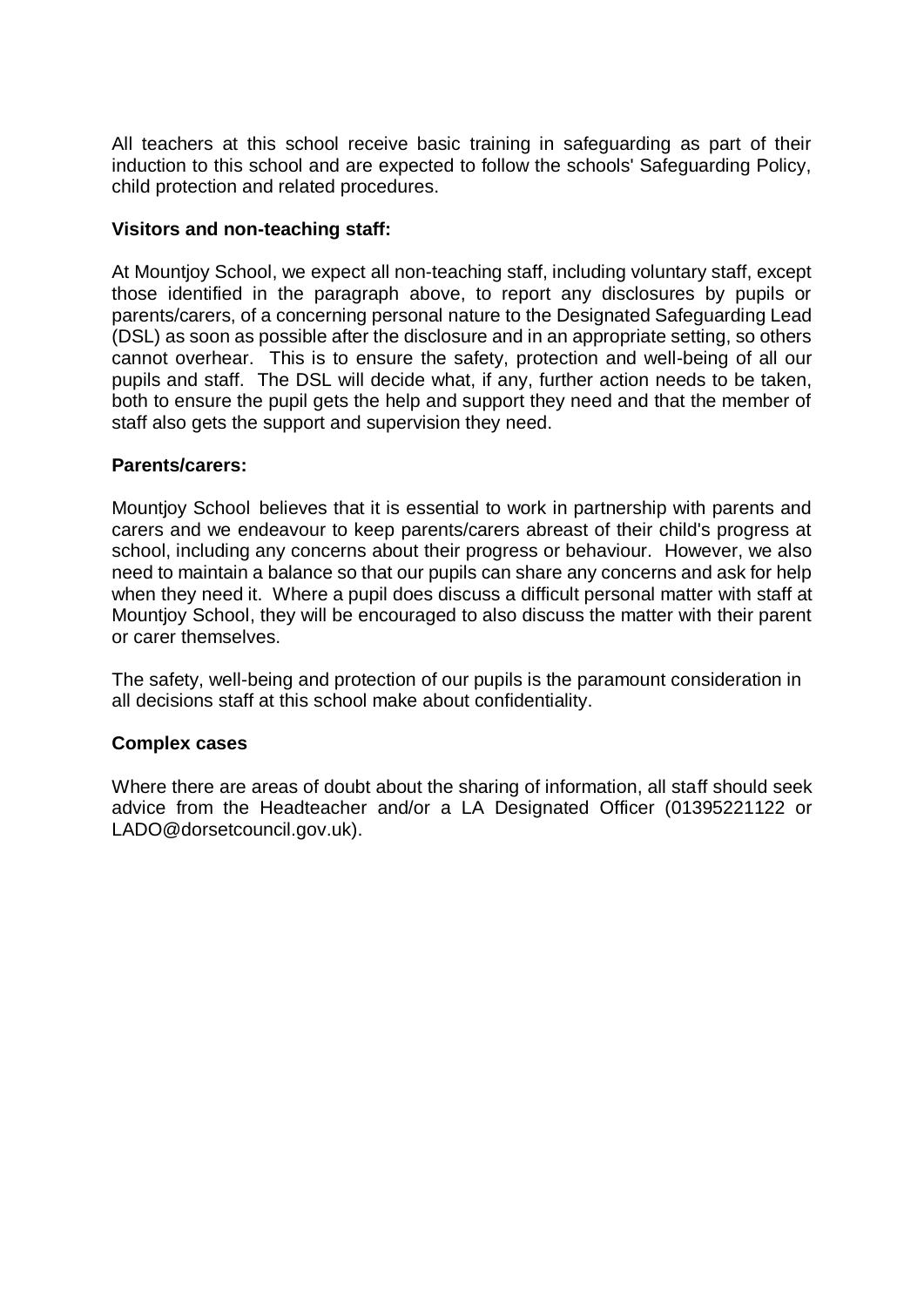All teachers at this school receive basic training in safeguarding as part of their induction to this school and are expected to follow the schools' Safeguarding Policy, child protection and related procedures.

**Visitors and non-teaching staff:**

At Mountjoy School, we expect all non-teaching staff, including voluntary staff, except those identified in the paragraph above, to report any disclosures by pupils or parents/carers, of a concerning personal nature to the Designated Safeguarding Lead (DSL) as soon as possible after the disclosure and in an appropriate setting, so others cannot overhear. This is to ensure the safety, protection and well-being of all our pupils and staff. The DSL will decide what, if any, further action needs to be taken, both to ensure the pupil gets the help and support they need and that the member of staff also gets the support and supervision they need.

**Parents/carers:**

Mountjoy School believes that it is essential to work in partnership with parents and carers and we endeavour to keep parents/carers abreast of their child's progress at school, including any concerns about their progress or behaviour. However, we also need to maintain a balance so that our pupils can share any concerns and ask for help when they need it. Where a pupil does discuss a difficult personal matter with staff at Mountjoy School, they will be encouraged to also discuss the matter with their parent or carer themselves.

The safety, well-being and protection of our pupils is the paramount consideration in all decisions staff at this school make about confidentiality.

**Complex cases**

Where there are areas of doubt about the sharing of information, all staff should seek advice from the Headteacher and/or a LA Designated Officer (01395221122 or LADO@dorsetcouncil.gov.uk).